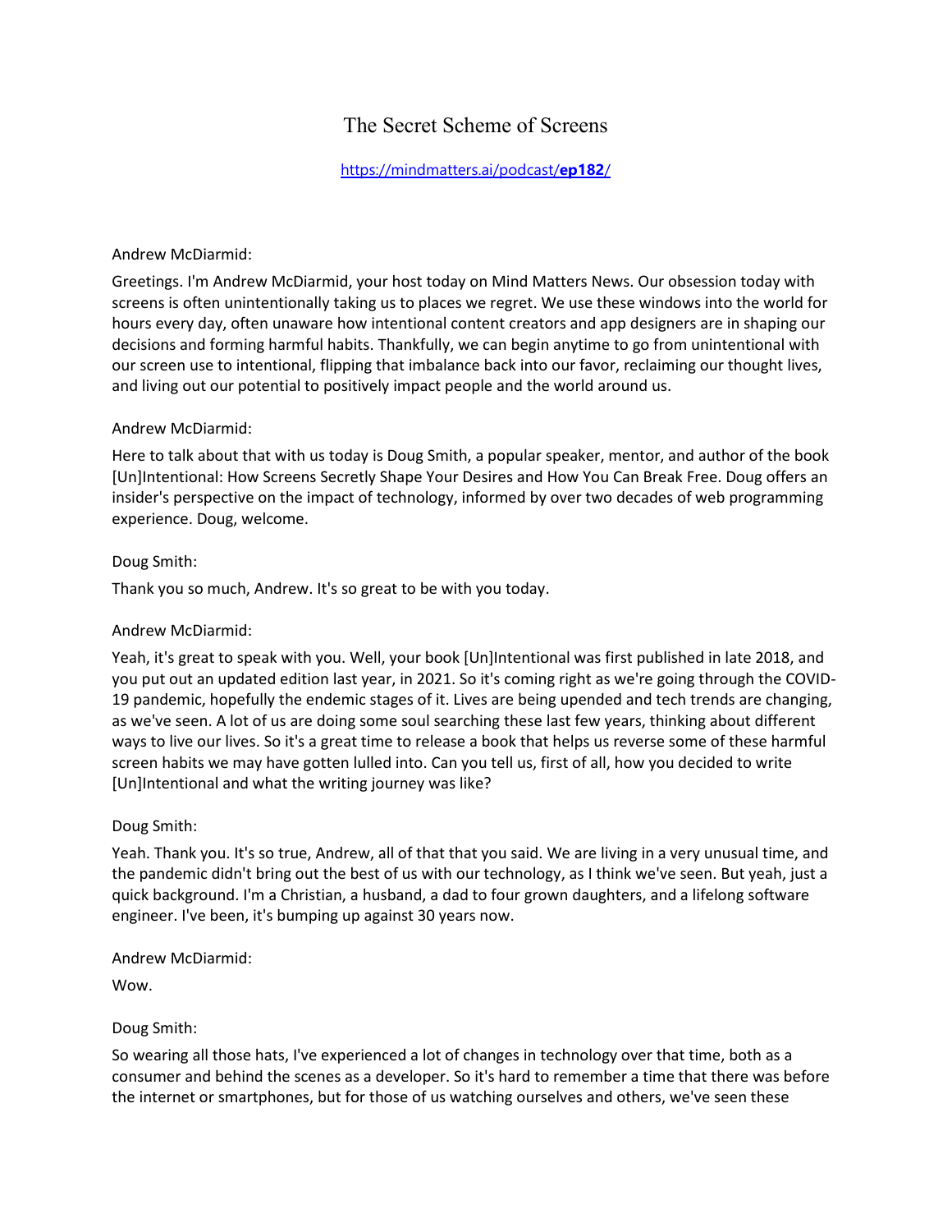# The Secret Scheme of Screens

https://mindmatters.ai/podcast/**ep182**/

Andrew McDiarmid:

Greetings. I'm Andrew McDiarmid, your host today on Mind Matters News. Our obsession today with screens is often unintentionally taking us to places we regret. We use these windows into the world for hours every day, often unaware how intentional content creators and app designers are in shaping our decisions and forming harmful habits. Thankfully, we can begin anytime to go from unintentional with our screen use to intentional, flipping that imbalance back into our favor, reclaiming our thought lives, and living out our potential to positively impact people and the world around us.

Andrew McDiarmid:

Here to talk about that with us today is Doug Smith, a popular speaker, mentor, and author of the book [Un]Intentional: How Screens Secretly Shape Your Desires and How You Can Break Free. Doug offers an insider's perspective on the impact of technology, informed by over two decades of web programming experience. Doug, welcome.

Doug Smith:

Thank you so much, Andrew. It's so great to be with you today.

Andrew McDiarmid:

Yeah, it's great to speak with you. Well, your book [Un]Intentional was first published in late 2018, and you put out an updated edition last year, in 2021. So it's coming right as we're going through the COVID-19 pandemic, hopefully the endemic stages of it. Lives are being upended and tech trends are changing, as we've seen. A lot of us are doing some soul searching these last few years, thinking about different ways to live our lives. So it's a great time to release a book that helps us reverse some of these harmful screen habits we may have gotten lulled into. Can you tell us, first of all, how you decided to write [Un]Intentional and what the writing journey was like?

Doug Smith:

Yeah. Thank you. It's so true, Andrew, all of that that you said. We are living in a very unusual time, and the pandemic didn't bring out the best of us with our technology, as I think we've seen. But yeah, just a quick background. I'm a Christian, a husband, a dad to four grown daughters, and a lifelong software engineer. I've been, it's bumping up against 30 years now.

Andrew McDiarmid:

Wow.

Doug Smith:

So wearing all those hats, I've experienced a lot of changes in technology over that time, both as a consumer and behind the scenes as a developer. So it's hard to remember a time that there was before the internet or smartphones, but for those of us watching ourselves and others, we've seen these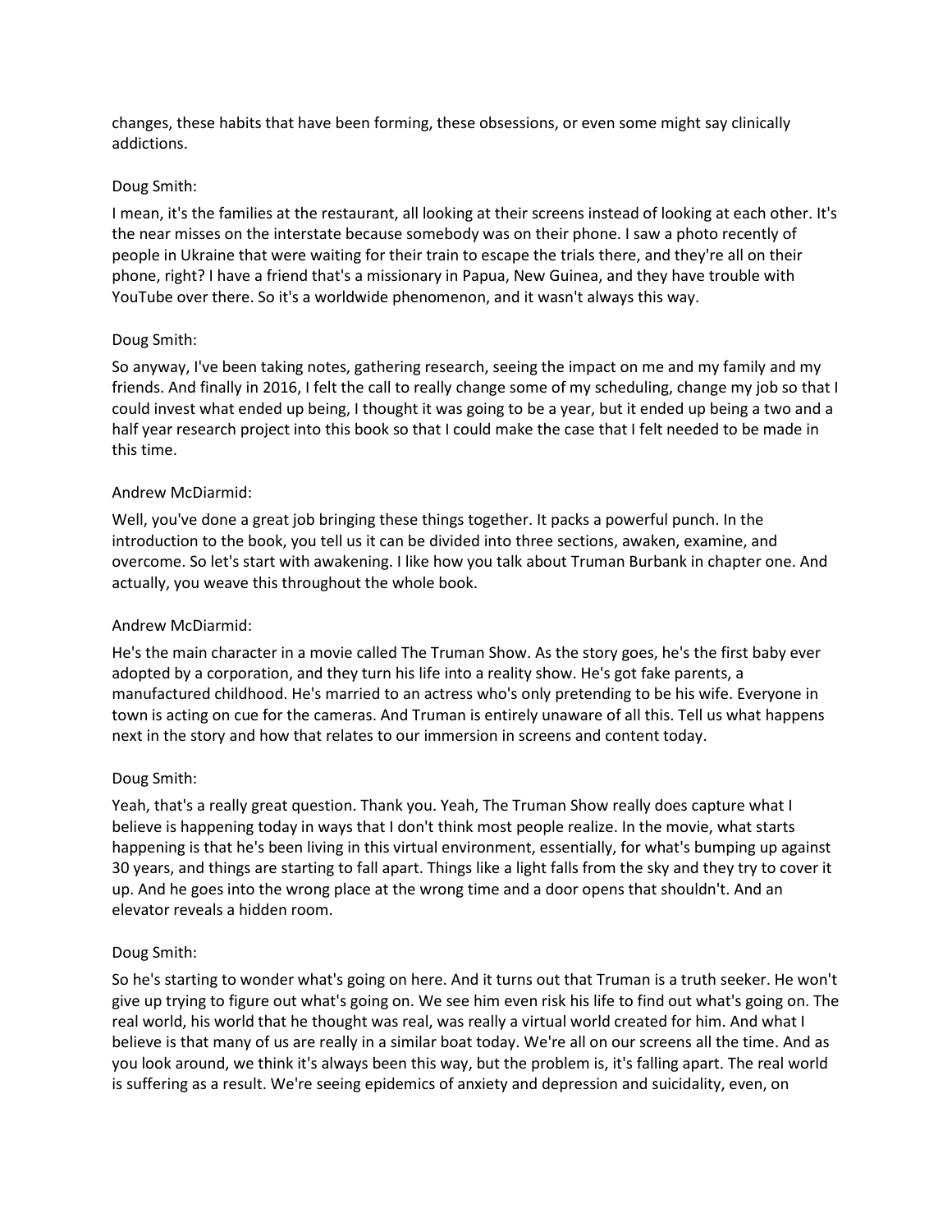changes, these habits that have been forming, these obsessions, or even some might say clinically addictions.

Doug Smith:

I mean, it's the families at the restaurant, all looking at their screens instead of looking at each other. It's the near misses on the interstate because somebody was on their phone. I saw a photo recently of people in Ukraine that were waiting for their train to escape the trials there, and they're all on their phone, right? I have a friend that's a missionary in Papua, New Guinea, and they have trouble with YouTube over there. So it's a worldwide phenomenon, and it wasn't always this way.

Doug Smith:

So anyway, I've been taking notes, gathering research, seeing the impact on me and my family and my friends. And finally in 2016, I felt the call to really change some of my scheduling, change my job so that I could invest what ended up being, I thought it was going to be a year, but it ended up being a two and a half year research project into this book so that I could make the case that I felt needed to be made in this time.

Andrew McDiarmid:

Well, you've done a great job bringing these things together. It packs a powerful punch. In the introduction to the book, you tell us it can be divided into three sections, awaken, examine, and overcome. So let's start with awakening. I like how you talk about Truman Burbank in chapter one. And actually, you weave this throughout the whole book.

Andrew McDiarmid:

He's the main character in a movie called The Truman Show. As the story goes, he's the first baby ever adopted by a corporation, and they turn his life into a reality show. He's got fake parents, a manufactured childhood. He's married to an actress who's only pretending to be his wife. Everyone in town is acting on cue for the cameras. And Truman is entirely unaware of all this. Tell us what happens next in the story and how that relates to our immersion in screens and content today.

Doug Smith:

Yeah, that's a really great question. Thank you. Yeah, The Truman Show really does capture what I believe is happening today in ways that I don't think most people realize. In the movie, what starts happening is that he's been living in this virtual environment, essentially, for what's bumping up against 30 years, and things are starting to fall apart. Things like a light falls from the sky and they try to cover it up. And he goes into the wrong place at the wrong time and a door opens that shouldn't. And an elevator reveals a hidden room.

Doug Smith:

So he's starting to wonder what's going on here. And it turns out that Truman is a truth seeker. He won't give up trying to figure out what's going on. We see him even risk his life to find out what's going on. The real world, his world that he thought was real, was really a virtual world created for him. And what I believe is that many of us are really in a similar boat today. We're all on our screens all the time. And as you look around, we think it's always been this way, but the problem is, it's falling apart. The real world is suffering as a result. We're seeing epidemics of anxiety and depression and suicidality, even, on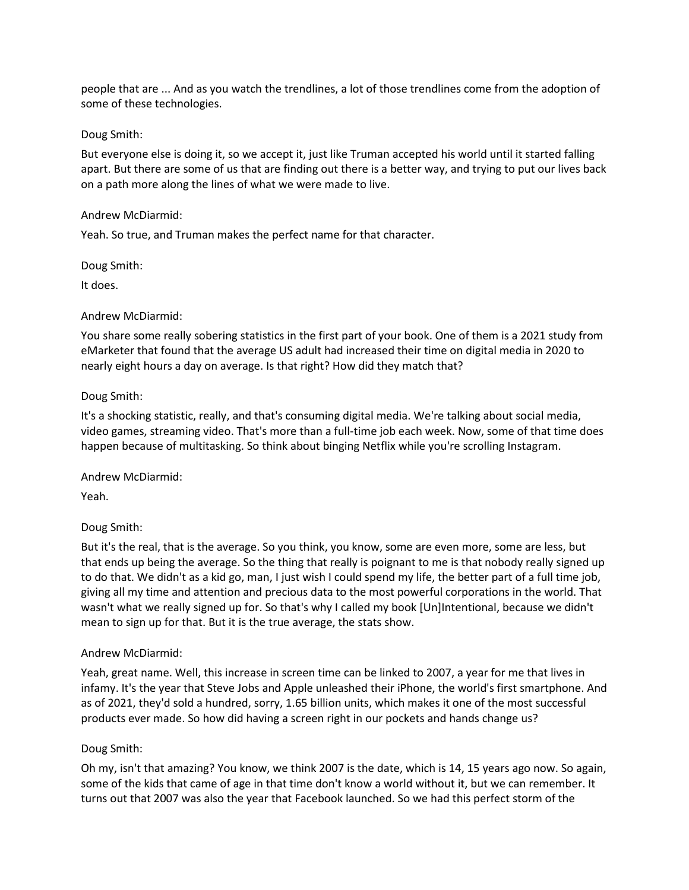people that are ... And as you watch the trendlines, a lot of those trendlines come from the adoption of some of these technologies.

Doug Smith:

But everyone else is doing it, so we accept it, just like Truman accepted his world until it started falling apart. But there are some of us that are finding out there is a better way, and trying to put our lives back on a path more along the lines of what we were made to live.

Andrew McDiarmid:

Yeah. So true, and Truman makes the perfect name for that character.

Doug Smith:

It does.

Andrew McDiarmid:

You share some really sobering statistics in the first part of your book. One of them is a 2021 study from eMarketer that found that the average US adult had increased their time on digital media in 2020 to nearly eight hours a day on average. Is that right? How did they match that?

Doug Smith:

It's a shocking statistic, really, and that's consuming digital media. We're talking about social media, video games, streaming video. That's more than a full-time job each week. Now, some of that time does happen because of multitasking. So think about binging Netflix while you're scrolling Instagram.

Andrew McDiarmid:

Yeah.

Doug Smith:

But it's the real, that is the average. So you think, you know, some are even more, some are less, but that ends up being the average. So the thing that really is poignant to me is that nobody really signed up to do that. We didn't as a kid go, man, I just wish I could spend my life, the better part of a full time job, giving all my time and attention and precious data to the most powerful corporations in the world. That wasn't what we really signed up for. So that's why I called my book [Un]Intentional, because we didn't mean to sign up for that. But it is the true average, the stats show.

Andrew McDiarmid:

Yeah, great name. Well, this increase in screen time can be linked to 2007, a year for me that lives in infamy. It's the year that Steve Jobs and Apple unleashed their iPhone, the world's first smartphone. And as of 2021, they'd sold a hundred, sorry, 1.65 billion units, which makes it one of the most successful products ever made. So how did having a screen right in our pockets and hands change us?

Doug Smith:

Oh my, isn't that amazing? You know, we think 2007 is the date, which is 14, 15 years ago now. So again, some of the kids that came of age in that time don't know a world without it, but we can remember. It turns out that 2007 was also the year that Facebook launched. So we had this perfect storm of the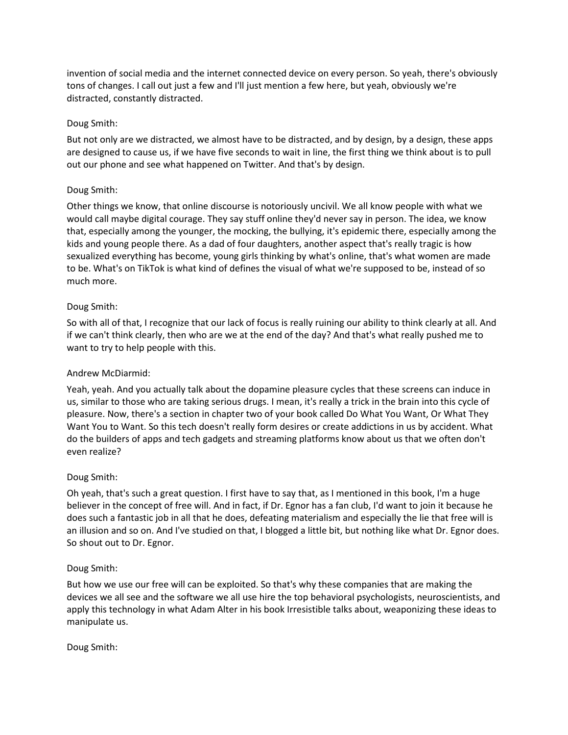invention of social media and the internet connected device on every person. So yeah, there's obviously tons of changes. I call out just a few and I'll just mention a few here, but yeah, obviously we're distracted, constantly distracted.

Doug Smith:

But not only are we distracted, we almost have to be distracted, and by design, by a design, these apps are designed to cause us, if we have five seconds to wait in line, the first thing we think about is to pull out our phone and see what happened on Twitter. And that's by design.

Doug Smith:

Other things we know, that online discourse is notoriously uncivil. We all know people with what we would call maybe digital courage. They say stuff online they'd never say in person. The idea, we know that, especially among the younger, the mocking, the bullying, it's epidemic there, especially among the kids and young people there. As a dad of four daughters, another aspect that's really tragic is how sexualized everything has become, young girls thinking by what's online, that's what women are made to be. What's on TikTok is what kind of defines the visual of what we're supposed to be, instead of so much more.

Doug Smith:

So with all of that, I recognize that our lack of focus is really ruining our ability to think clearly at all. And if we can't think clearly, then who are we at the end of the day? And that's what really pushed me to want to try to help people with this.

Andrew McDiarmid:

Yeah, yeah. And you actually talk about the dopamine pleasure cycles that these screens can induce in us, similar to those who are taking serious drugs. I mean, it's really a trick in the brain into this cycle of pleasure. Now, there's a section in chapter two of your book called Do What You Want, Or What They Want You to Want. So this tech doesn't really form desires or create addictions in us by accident. What do the builders of apps and tech gadgets and streaming platforms know about us that we often don't even realize?

Doug Smith:

Oh yeah, that's such a great question. I first have to say that, as I mentioned in this book, I'm a huge believer in the concept of free will. And in fact, if Dr. Egnor has a fan club, I'd want to join it because he does such a fantastic job in all that he does, defeating materialism and especially the lie that free will is an illusion and so on. And I've studied on that, I blogged a little bit, but nothing like what Dr. Egnor does. So shout out to Dr. Egnor.

Doug Smith:

But how we use our free will can be exploited. So that's why these companies that are making the devices we all see and the software we all use hire the top behavioral psychologists, neuroscientists, and apply this technology in what Adam Alter in his book Irresistible talks about, weaponizing these ideas to manipulate us.

Doug Smith: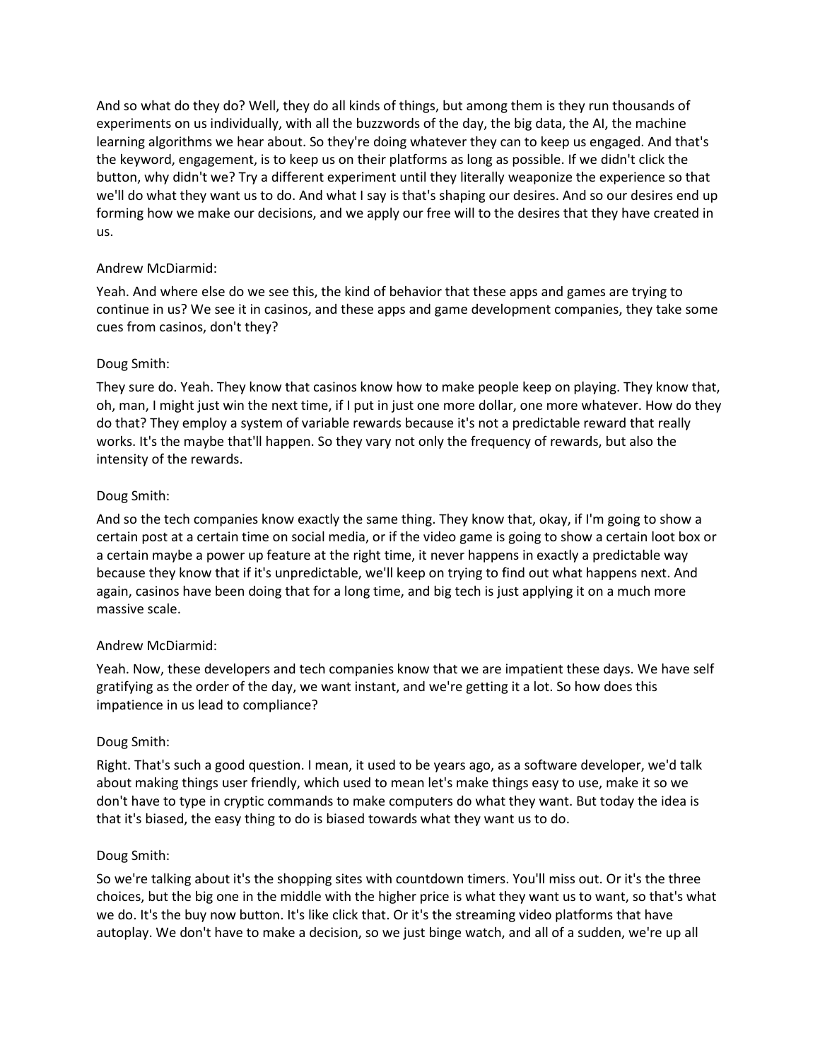And so what do they do? Well, they do all kinds of things, but among them is they run thousands of experiments on us individually, with all the buzzwords of the day, the big data, the AI, the machine learning algorithms we hear about. So they're doing whatever they can to keep us engaged. And that's the keyword, engagement, is to keep us on their platforms as long as possible. If we didn't click the button, why didn't we? Try a different experiment until they literally weaponize the experience so that we'll do what they want us to do. And what I say is that's shaping our desires. And so our desires end up forming how we make our decisions, and we apply our free will to the desires that they have created in us.

Andrew McDiarmid:

Yeah. And where else do we see this, the kind of behavior that these apps and games are trying to continue in us? We see it in casinos, and these apps and game development companies, they take some cues from casinos, don't they?

Doug Smith:

They sure do. Yeah. They know that casinos know how to make people keep on playing. They know that, oh, man, I might just win the next time, if I put in just one more dollar, one more whatever. How do they do that? They employ a system of variable rewards because it's not a predictable reward that really works. It's the maybe that'll happen. So they vary not only the frequency of rewards, but also the intensity of the rewards.

Doug Smith:

And so the tech companies know exactly the same thing. They know that, okay, if I'm going to show a certain post at a certain time on social media, or if the video game is going to show a certain loot box or a certain maybe a power up feature at the right time, it never happens in exactly a predictable way because they know that if it's unpredictable, we'll keep on trying to find out what happens next. And again, casinos have been doing that for a long time, and big tech is just applying it on a much more massive scale.

Andrew McDiarmid:

Yeah. Now, these developers and tech companies know that we are impatient these days. We have self gratifying as the order of the day, we want instant, and we're getting it a lot. So how does this impatience in us lead to compliance?

Doug Smith:

Right. That's such a good question. I mean, it used to be years ago, as a software developer, we'd talk about making things user friendly, which used to mean let's make things easy to use, make it so we don't have to type in cryptic commands to make computers do what they want. But today the idea is that it's biased, the easy thing to do is biased towards what they want us to do.

Doug Smith:

So we're talking about it's the shopping sites with countdown timers. You'll miss out. Or it's the three choices, but the big one in the middle with the higher price is what they want us to want, so that's what we do. It's the buy now button. It's like click that. Or it's the streaming video platforms that have autoplay. We don't have to make a decision, so we just binge watch, and all of a sudden, we're up all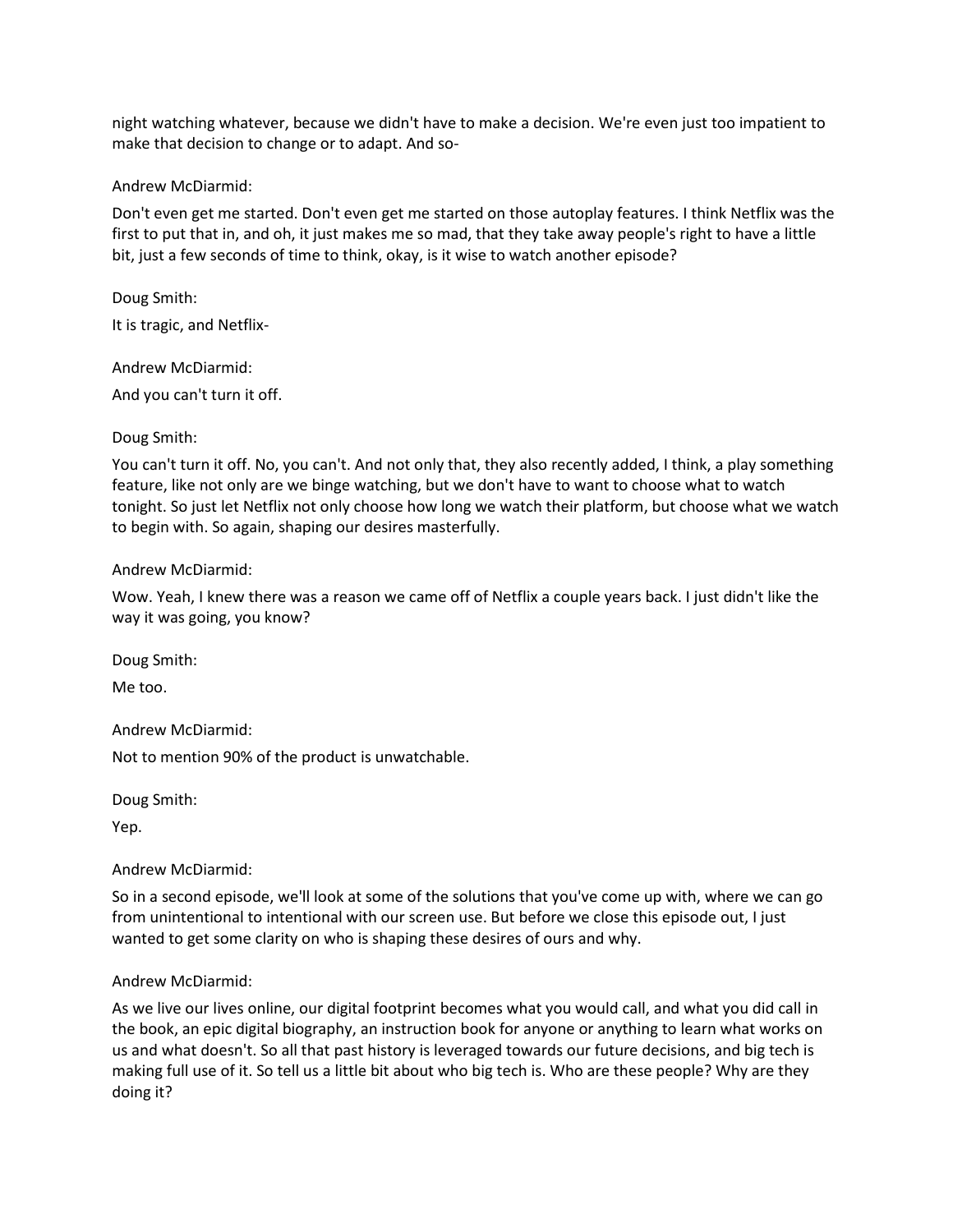night watching whatever, because we didn't have to make a decision. We're even just too impatient to make that decision to change or to adapt. And so-

Andrew McDiarmid:

Don't even get me started. Don't even get me started on those autoplay features. I think Netflix was the first to put that in, and oh, it just makes me so mad, that they take away people's right to have a little bit, just a few seconds of time to think, okay, is it wise to watch another episode?

Doug Smith:

It is tragic, and Netflix-

Andrew McDiarmid:

And you can't turn it off.

Doug Smith:

You can't turn it off. No, you can't. And not only that, they also recently added, I think, a play something feature, like not only are we binge watching, but we don't have to want to choose what to watch tonight. So just let Netflix not only choose how long we watch their platform, but choose what we watch to begin with. So again, shaping our desires masterfully.

Andrew McDiarmid:

Wow. Yeah, I knew there was a reason we came off of Netflix a couple years back. I just didn't like the way it was going, you know?

Doug Smith:

Me too.

Andrew McDiarmid:

Not to mention 90% of the product is unwatchable.

Doug Smith:

Yep.

Andrew McDiarmid:

So in a second episode, we'll look at some of the solutions that you've come up with, where we can go from unintentional to intentional with our screen use. But before we close this episode out, I just wanted to get some clarity on who is shaping these desires of ours and why.

Andrew McDiarmid:

As we live our lives online, our digital footprint becomes what you would call, and what you did call in the book, an epic digital biography, an instruction book for anyone or anything to learn what works on us and what doesn't. So all that past history is leveraged towards our future decisions, and big tech is making full use of it. So tell us a little bit about who big tech is. Who are these people? Why are they doing it?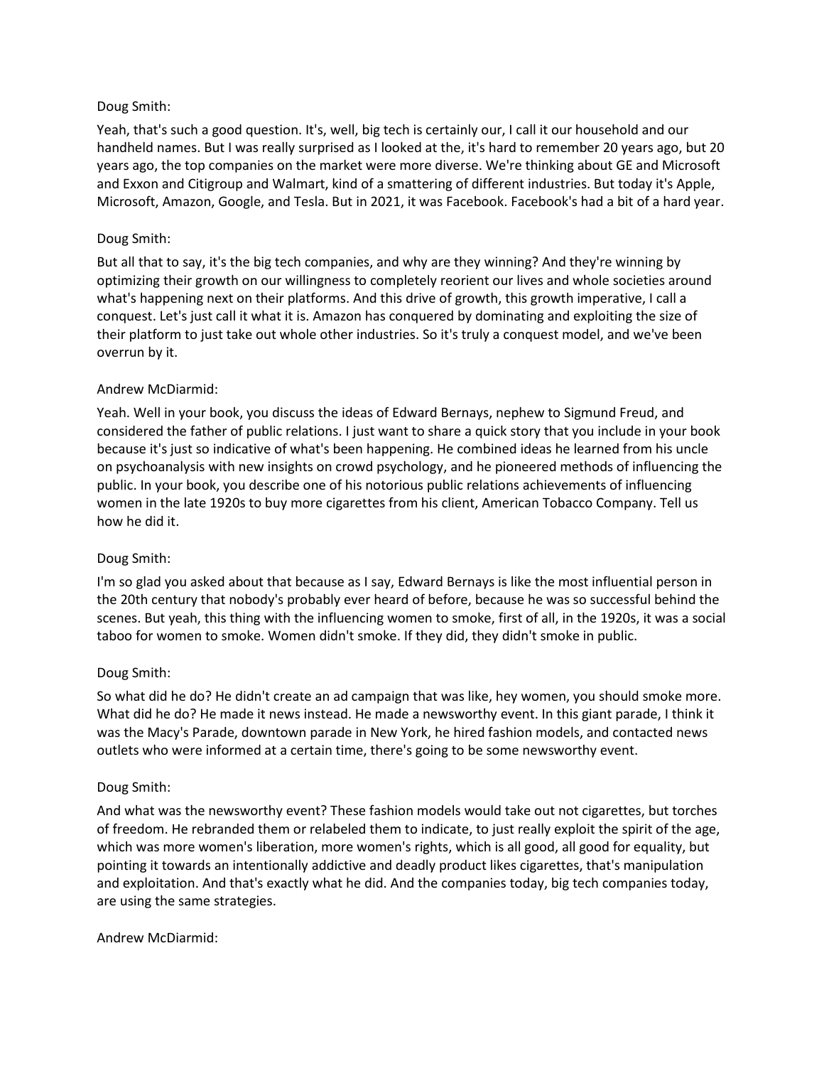Doug Smith:

Yeah, that's such a good question. It's, well, big tech is certainly our, I call it our household and our handheld names. But I was really surprised as I looked at the, it's hard to remember 20 years ago, but 20 years ago, the top companies on the market were more diverse. We're thinking about GE and Microsoft and Exxon and Citigroup and Walmart, kind of a smattering of different industries. But today it's Apple, Microsoft, Amazon, Google, and Tesla. But in 2021, it was Facebook. Facebook's had a bit of a hard year.

Doug Smith:

But all that to say, it's the big tech companies, and why are they winning? And they're winning by optimizing their growth on our willingness to completely reorient our lives and whole societies around what's happening next on their platforms. And this drive of growth, this growth imperative, I call a conquest. Let's just call it what it is. Amazon has conquered by dominating and exploiting the size of their platform to just take out whole other industries. So it's truly a conquest model, and we've been overrun by it.

Andrew McDiarmid:

Yeah. Well in your book, you discuss the ideas of Edward Bernays, nephew to Sigmund Freud, and considered the father of public relations. I just want to share a quick story that you include in your book because it's just so indicative of what's been happening. He combined ideas he learned from his uncle on psychoanalysis with new insights on crowd psychology, and he pioneered methods of influencing the public. In your book, you describe one of his notorious public relations achievements of influencing women in the late 1920s to buy more cigarettes from his client, American Tobacco Company. Tell us how he did it.

Doug Smith:

I'm so glad you asked about that because as I say, Edward Bernays is like the most influential person in the 20th century that nobody's probably ever heard of before, because he was so successful behind the scenes. But yeah, this thing with the influencing women to smoke, first of all, in the 1920s, it was a social taboo for women to smoke. Women didn't smoke. If they did, they didn't smoke in public.

Doug Smith:

So what did he do? He didn't create an ad campaign that was like, hey women, you should smoke more. What did he do? He made it news instead. He made a newsworthy event. In this giant parade, I think it was the Macy's Parade, downtown parade in New York, he hired fashion models, and contacted news outlets who were informed at a certain time, there's going to be some newsworthy event.

Doug Smith:

And what was the newsworthy event? These fashion models would take out not cigarettes, but torches of freedom. He rebranded them or relabeled them to indicate, to just really exploit the spirit of the age, which was more women's liberation, more women's rights, which is all good, all good for equality, but pointing it towards an intentionally addictive and deadly product likes cigarettes, that's manipulation and exploitation. And that's exactly what he did. And the companies today, big tech companies today, are using the same strategies.

Andrew McDiarmid: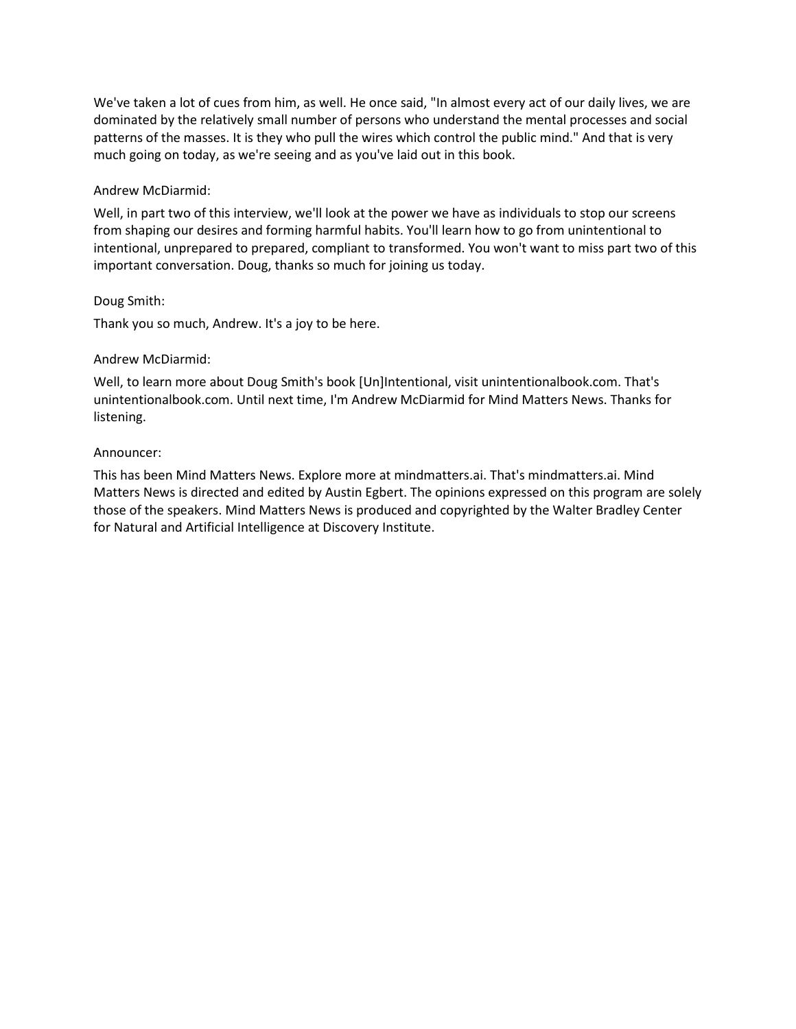We've taken a lot of cues from him, as well. He once said, "In almost every act of our daily lives, we are dominated by the relatively small number of persons who understand the mental processes and social patterns of the masses. It is they who pull the wires which control the public mind." And that is very much going on today, as we're seeing and as you've laid out in this book.

Andrew McDiarmid:

Well, in part two of this interview, we'll look at the power we have as individuals to stop our screens from shaping our desires and forming harmful habits. You'll learn how to go from unintentional to intentional, unprepared to prepared, compliant to transformed. You won't want to miss part two of this important conversation. Doug, thanks so much for joining us today.

Doug Smith:

Thank you so much, Andrew. It's a joy to be here.

Andrew McDiarmid:

Well, to learn more about Doug Smith's book [Un]Intentional, visit unintentionalbook.com. That's unintentionalbook.com. Until next time, I'm Andrew McDiarmid for Mind Matters News. Thanks for listening.

Announcer:

This has been Mind Matters News. Explore more at mindmatters.ai. That's mindmatters.ai. Mind Matters News is directed and edited by Austin Egbert. The opinions expressed on this program are solely those of the speakers. Mind Matters News is produced and copyrighted by the Walter Bradley Center for Natural and Artificial Intelligence at Discovery Institute.